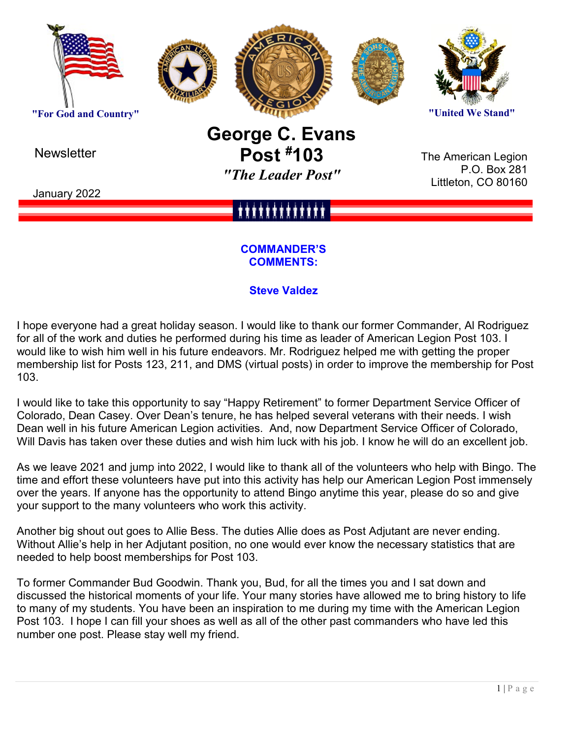"For God and Country"

"United We Stand"

Newsletter

# George C. Evans Post #103

*"The Leader Post"*

The American Legion
P.O. Box 281
Littleton, CO 80160

January 2022

## COMMANDER'S COMMENTS:

**Steve Valdez**

I hope everyone had a great holiday season. I would like to thank our former Commander, Al Rodriguez for all of the work and duties he performed during his time as leader of American Legion Post 103. I would like to wish him well in his future endeavors. Mr. Rodriguez helped me with getting the proper membership list for Posts 123, 211, and DMS (virtual posts) in order to improve the membership for Post 103.

I would like to take this opportunity to say "Happy Retirement" to former Department Service Officer of Colorado, Dean Casey. Over Dean's tenure, he has helped several veterans with their needs. I wish Dean well in his future American Legion activities. And, now Department Service Officer of Colorado, Will Davis has taken over these duties and wish him luck with his job. I know he will do an excellent job.

As we leave 2021 and jump into 2022, I would like to thank all of the volunteers who help with Bingo. The time and effort these volunteers have put into this activity has help our American Legion Post immensely over the years. If anyone has the opportunity to attend Bingo anytime this year, please do so and give your support to the many volunteers who work this activity.

Another big shout out goes to Allie Bess. The duties Allie does as Post Adjutant are never ending. Without Allie's help in her Adjutant position, no one would ever know the necessary statistics that are needed to help boost memberships for Post 103.

To former Commander Bud Goodwin. Thank you, Bud, for all the times you and I sat down and discussed the historical moments of your life. Your many stories have allowed me to bring history to life to many of my students. You have been an inspiration to me during my time with the American Legion Post 103. I hope I can fill your shoes as well as all of the other past commanders who have led this number one post. Please stay well my friend.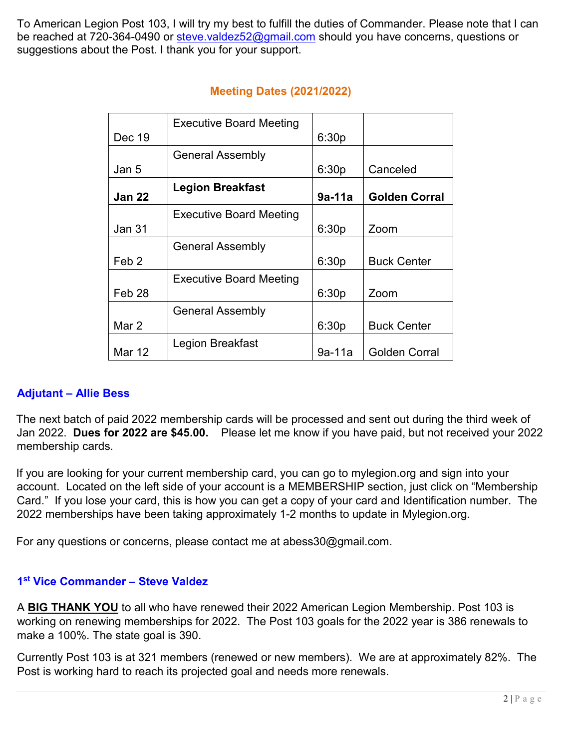To American Legion Post 103, I will try my best to fulfill the duties of Commander. Please note that I can be reached at 720-364-0490 or steve.valdez52@gmail.com should you have concerns, questions or suggestions about the Post. I thank you for your support.

## Meeting Dates (2021/2022)

| | | | |
|---|---|---|---|
| Dec 19 | Executive Board Meeting | 6:30p | |
| Jan 5 | General Assembly | 6:30p | Canceled |
| **Jan 22** | **Legion Breakfast** | **9a-11a** | **Golden Corral** |
| Jan 31 | Executive Board Meeting | 6:30p | Zoom |
| Feb 2 | General Assembly | 6:30p | Buck Center |
| Feb 28 | Executive Board Meeting | 6:30p | Zoom |
| Mar 2 | General Assembly | 6:30p | Buck Center |
| Mar 12 | Legion Breakfast | 9a-11a | Golden Corral |

### Adjutant – Allie Bess

The next batch of paid 2022 membership cards will be processed and sent out during the third week of Jan 2022. **Dues for 2022 are $45.00.** Please let me know if you have paid, but not received your 2022 membership cards.

If you are looking for your current membership card, you can go to mylegion.org and sign into your account. Located on the left side of your account is a MEMBERSHIP section, just click on "Membership Card." If you lose your card, this is how you can get a copy of your card and Identification number. The 2022 memberships have been taking approximately 1-2 months to update in Mylegion.org.

For any questions or concerns, please contact me at abess30@gmail.com.

### 1st Vice Commander – Steve Valdez

A **BIG THANK YOU** to all who have renewed their 2022 American Legion Membership. Post 103 is working on renewing memberships for 2022. The Post 103 goals for the 2022 year is 386 renewals to make a 100%. The state goal is 390.

Currently Post 103 is at 321 members (renewed or new members). We are at approximately 82%. The Post is working hard to reach its projected goal and needs more renewals.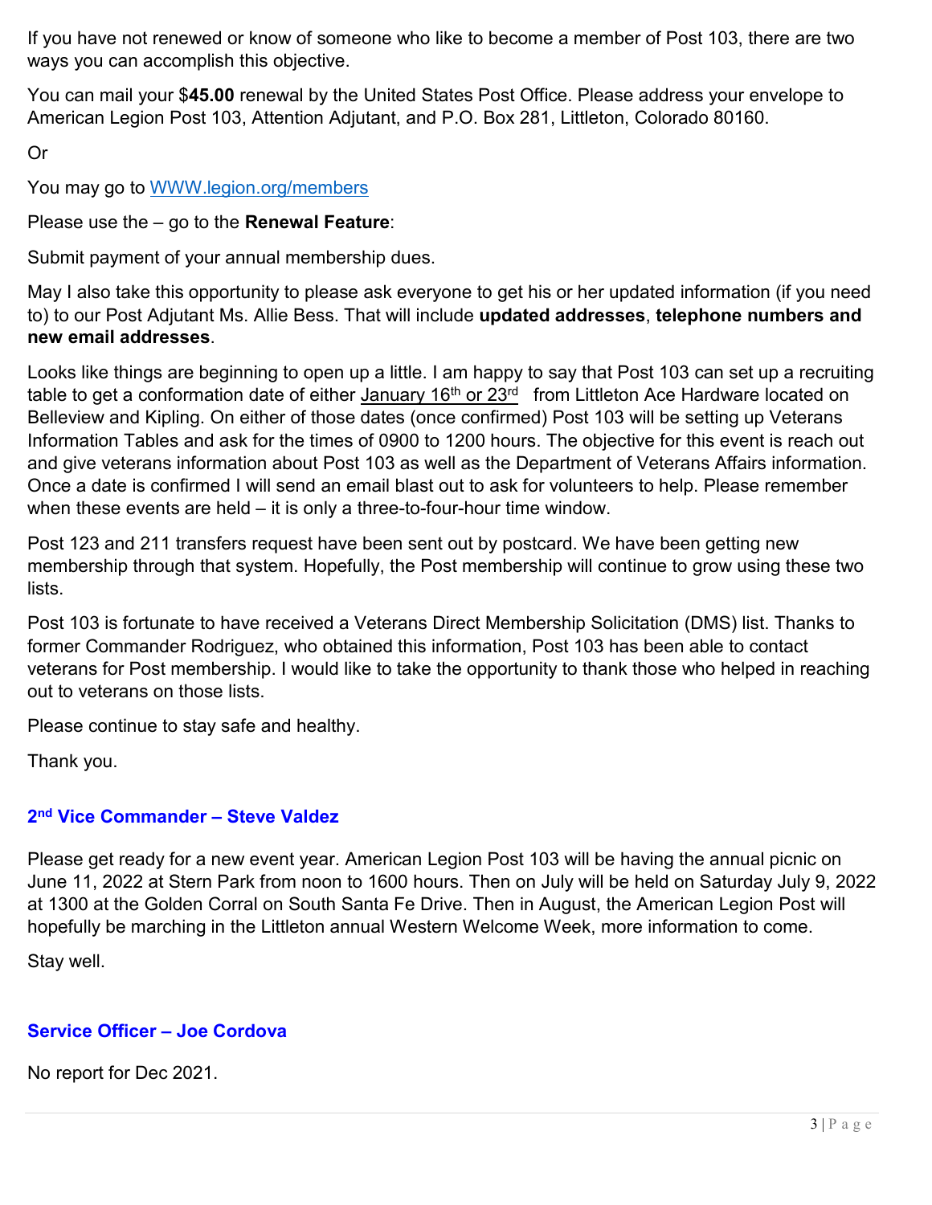If you have not renewed or know of someone who like to become a member of Post 103, there are two ways you can accomplish this objective.

You can mail your $**45.00** renewal by the United States Post Office. Please address your envelope to American Legion Post 103, Attention Adjutant, and P.O. Box 281, Littleton, Colorado 80160.

Or

You may go to [WWW.legion.org/members](http://WWW.legion.org/members)

Please use the – go to the **Renewal Feature**:

Submit payment of your annual membership dues.

May I also take this opportunity to please ask everyone to get his or her updated information (if you need to) to our Post Adjutant Ms. Allie Bess. That will include **updated addresses**, **telephone numbers and new email addresses**.

Looks like things are beginning to open up a little. I am happy to say that Post 103 can set up a recruiting table to get a conformation date of either January 16th or 23rd from Littleton Ace Hardware located on Belleview and Kipling. On either of those dates (once confirmed) Post 103 will be setting up Veterans Information Tables and ask for the times of 0900 to 1200 hours. The objective for this event is reach out and give veterans information about Post 103 as well as the Department of Veterans Affairs information. Once a date is confirmed I will send an email blast out to ask for volunteers to help. Please remember when these events are held – it is only a three-to-four-hour time window.

Post 123 and 211 transfers request have been sent out by postcard. We have been getting new membership through that system. Hopefully, the Post membership will continue to grow using these two lists.

Post 103 is fortunate to have received a Veterans Direct Membership Solicitation (DMS) list. Thanks to former Commander Rodriguez, who obtained this information, Post 103 has been able to contact veterans for Post membership. I would like to take the opportunity to thank those who helped in reaching out to veterans on those lists.

Please continue to stay safe and healthy.

Thank you.

### 2nd Vice Commander – Steve Valdez

Please get ready for a new event year. American Legion Post 103 will be having the annual picnic on June 11, 2022 at Stern Park from noon to 1600 hours. Then on July will be held on Saturday July 9, 2022 at 1300 at the Golden Corral on South Santa Fe Drive. Then in August, the American Legion Post will hopefully be marching in the Littleton annual Western Welcome Week, more information to come.

Stay well.

### Service Officer – Joe Cordova

No report for Dec 2021.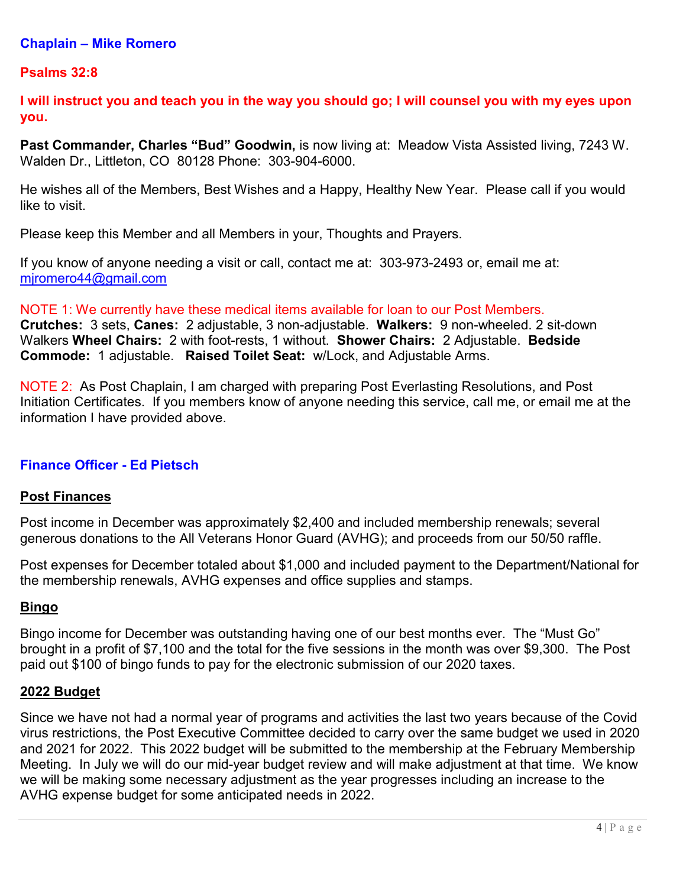## Chaplain – Mike Romero

**Psalms 32:8**

**I will instruct you and teach you in the way you should go; I will counsel you with my eyes upon you.**

**Past Commander, Charles "Bud" Goodwin,** is now living at: Meadow Vista Assisted living, 7243 W. Walden Dr., Littleton, CO 80128 Phone: 303-904-6000.

He wishes all of the Members, Best Wishes and a Happy, Healthy New Year. Please call if you would like to visit.

Please keep this Member and all Members in your, Thoughts and Prayers.

If you know of anyone needing a visit or call, contact me at: 303-973-2493 or, email me at: mjromero44@gmail.com

NOTE 1: We currently have these medical items available for loan to our Post Members.
**Crutches:** 3 sets, **Canes:** 2 adjustable, 3 non-adjustable. **Walkers:** 9 non-wheeled. 2 sit-down Walkers **Wheel Chairs:** 2 with foot-rests, 1 without. **Shower Chairs:** 2 Adjustable. **Bedside Commode:** 1 adjustable. **Raised Toilet Seat:** w/Lock, and Adjustable Arms.

NOTE 2: As Post Chaplain, I am charged with preparing Post Everlasting Resolutions, and Post Initiation Certificates. If you members know of anyone needing this service, call me, or email me at the information I have provided above.

## Finance Officer - Ed Pietsch

### Post Finances

Post income in December was approximately $2,400 and included membership renewals; several generous donations to the All Veterans Honor Guard (AVHG); and proceeds from our 50/50 raffle.

Post expenses for December totaled about $1,000 and included payment to the Department/National for the membership renewals, AVHG expenses and office supplies and stamps.

### Bingo

Bingo income for December was outstanding having one of our best months ever. The "Must Go" brought in a profit of $7,100 and the total for the five sessions in the month was over $9,300. The Post paid out $100 of bingo funds to pay for the electronic submission of our 2020 taxes.

### 2022 Budget

Since we have not had a normal year of programs and activities the last two years because of the Covid virus restrictions, the Post Executive Committee decided to carry over the same budget we used in 2020 and 2021 for 2022. This 2022 budget will be submitted to the membership at the February Membership Meeting. In July we will do our mid-year budget review and will make adjustment at that time. We know we will be making some necessary adjustment as the year progresses including an increase to the AVHG expense budget for some anticipated needs in 2022.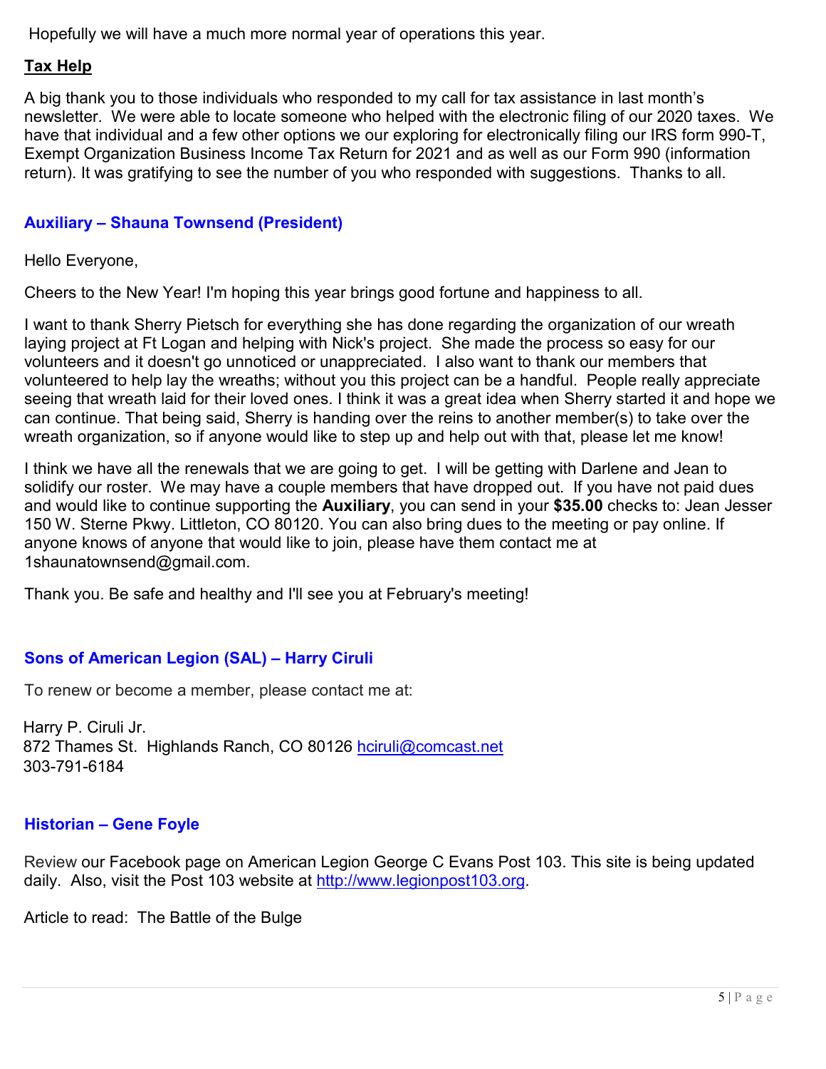Hopefully we will have a much more normal year of operations this year.

**Tax Help**

A big thank you to those individuals who responded to my call for tax assistance in last month's newsletter. We were able to locate someone who helped with the electronic filing of our 2020 taxes. We have that individual and a few other options we our exploring for electronically filing our IRS form 990-T, Exempt Organization Business Income Tax Return for 2021 and as well as our Form 990 (information return). It was gratifying to see the number of you who responded with suggestions. Thanks to all.

### Auxiliary – Shauna Townsend (President)

Hello Everyone,

Cheers to the New Year! I'm hoping this year brings good fortune and happiness to all.

I want to thank Sherry Pietsch for everything she has done regarding the organization of our wreath laying project at Ft Logan and helping with Nick's project. She made the process so easy for our volunteers and it doesn't go unnoticed or unappreciated. I also want to thank our members that volunteered to help lay the wreaths; without you this project can be a handful. People really appreciate seeing that wreath laid for their loved ones. I think it was a great idea when Sherry started it and hope we can continue. That being said, Sherry is handing over the reins to another member(s) to take over the wreath organization, so if anyone would like to step up and help out with that, please let me know!

I think we have all the renewals that we are going to get. I will be getting with Darlene and Jean to solidify our roster. We may have a couple members that have dropped out. If you have not paid dues and would like to continue supporting the **Auxiliary**, you can send in your **$35.00** checks to: Jean Jesser 150 W. Sterne Pkwy. Littleton, CO 80120. You can also bring dues to the meeting or pay online. If anyone knows of anyone that would like to join, please have them contact me at 1shaunatownsend@gmail.com.

Thank you. Be safe and healthy and I'll see you at February's meeting!

### Sons of American Legion (SAL) – Harry Ciruli

To renew or become a member, please contact me at:

Harry P. Ciruli Jr.
872 Thames St. Highlands Ranch, CO 80126 hciruli@comcast.net
303-791-6184

### Historian – Gene Foyle

Review our Facebook page on American Legion George C Evans Post 103. This site is being updated daily. Also, visit the Post 103 website at http://www.legionpost103.org.

Article to read: The Battle of the Bulge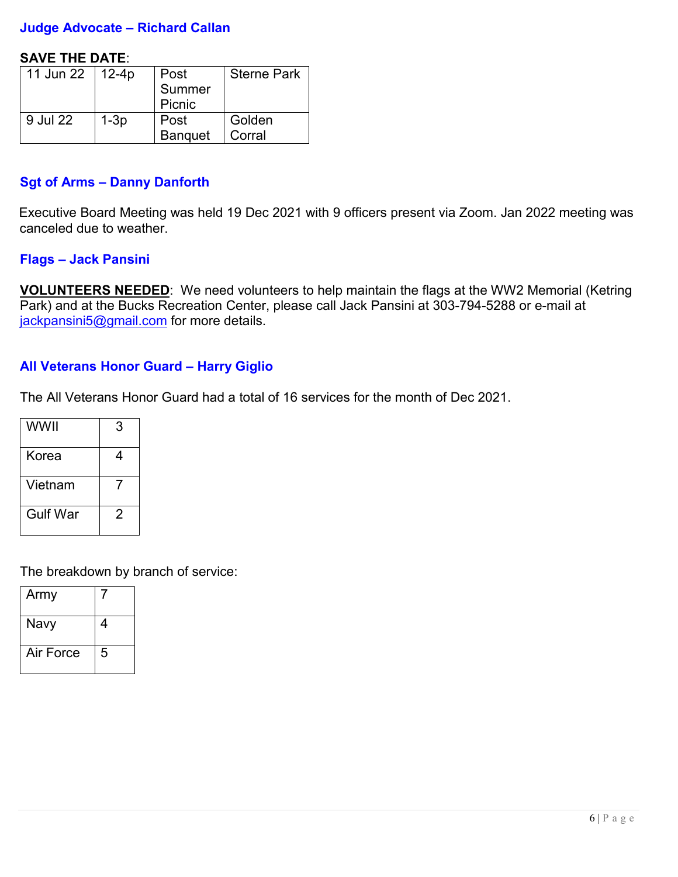### Judge Advocate – Richard Callan

**SAVE THE DATE**:

| | | | |
|---|---|---|---|
| 11 Jun 22 | 12-4p | Post Summer Picnic | Sterne Park |
| 9 Jul 22 | 1-3p | Post Banquet | Golden Corral |

### Sgt of Arms – Danny Danforth

Executive Board Meeting was held 19 Dec 2021 with 9 officers present via Zoom. Jan 2022 meeting was canceled due to weather.

### Flags – Jack Pansini

**VOLUNTEERS NEEDED**: We need volunteers to help maintain the flags at the WW2 Memorial (Ketring Park) and at the Bucks Recreation Center, please call Jack Pansini at 303-794-5288 or e-mail at jackpansini5@gmail.com for more details.

### All Veterans Honor Guard – Harry Giglio

The All Veterans Honor Guard had a total of 16 services for the month of Dec 2021.

| | |
|---|---|
| WWII | 3 |
| Korea | 4 |
| Vietnam | 7 |
| Gulf War | 2 |

The breakdown by branch of service:

| | |
|---|---|
| Army | 7 |
| Navy | 4 |
| Air Force | 5 |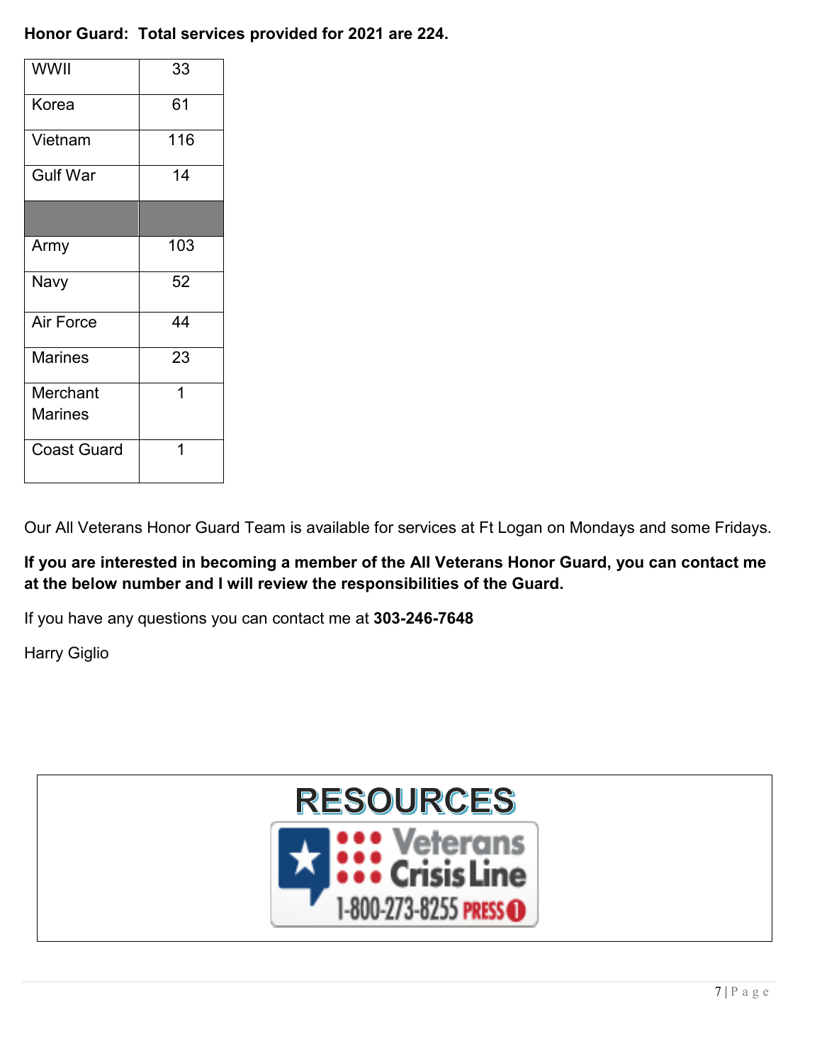**Honor Guard: Total services provided for 2021 are 224.**

| | |
|---|---|
| WWII | 33 |
| Korea | 61 |
| Vietnam | 116 |
| Gulf War | 14 |
| | |
| Army | 103 |
| Navy | 52 |
| Air Force | 44 |
| Marines | 23 |
| Merchant Marines | 1 |
| Coast Guard | 1 |

Our All Veterans Honor Guard Team is available for services at Ft Logan on Mondays and some Fridays.

**If you are interested in becoming a member of the All Veterans Honor Guard, you can contact me at the below number and I will review the responsibilities of the Guard.**

If you have any questions you can contact me at **303-246-7648**

Harry Giglio

# RESOURCES

Veterans Crisis Line

1-800-273-8255 PRESS 1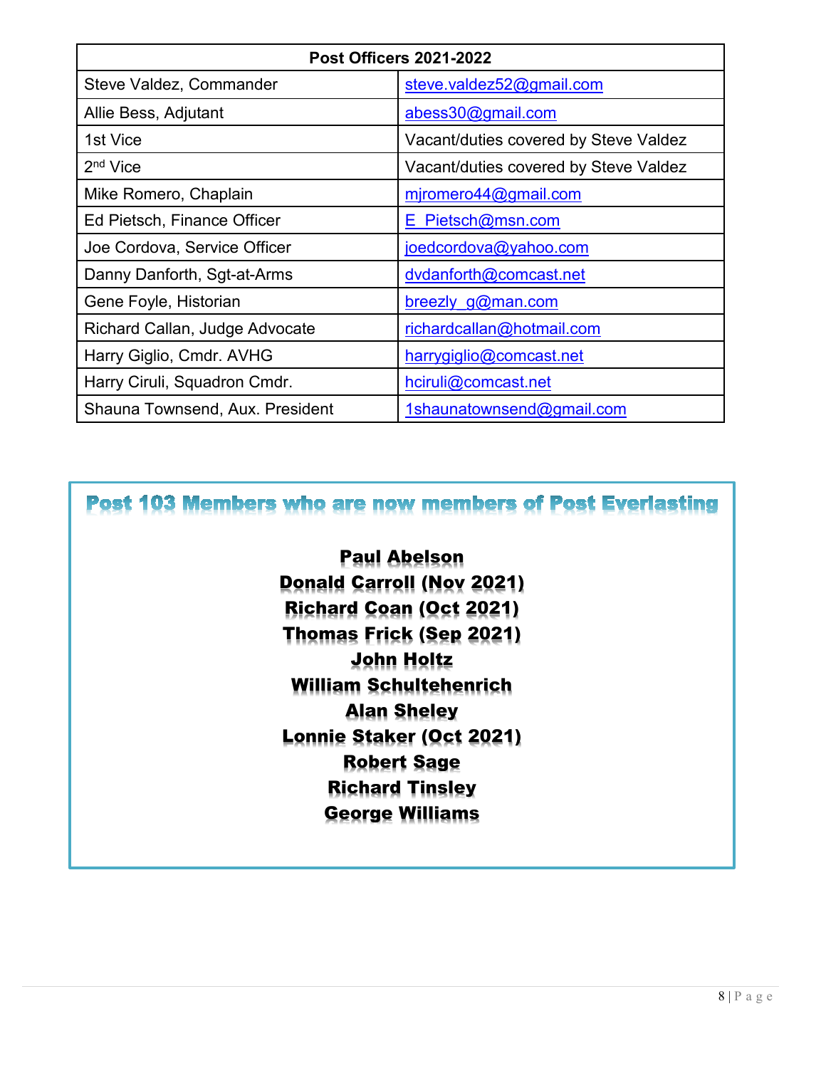| Post Officers 2021-2022 | |
|---|---|
| Steve Valdez, Commander | steve.valdez52@gmail.com |
| Allie Bess, Adjutant | abess30@gmail.com |
| 1st Vice | Vacant/duties covered by Steve Valdez |
| 2nd Vice | Vacant/duties covered by Steve Valdez |
| Mike Romero, Chaplain | mjromero44@gmail.com |
| Ed Pietsch, Finance Officer | E_Pietsch@msn.com |
| Joe Cordova, Service Officer | joedcordova@yahoo.com |
| Danny Danforth, Sgt-at-Arms | dvdanforth@comcast.net |
| Gene Foyle, Historian | breezly_g@man.com |
| Richard Callan, Judge Advocate | richardcallan@hotmail.com |
| Harry Giglio, Cmdr. AVHG | harrygiglio@comcast.net |
| Harry Ciruli, Squadron Cmdr. | hciruli@comcast.net |
| Shauna Townsend, Aux. President | 1shaunatownsend@gmail.com |

## Post 103 Members who are now members of Post Everlasting

**Paul Abelson**
**Donald Carroll (Nov 2021)**
**Richard Coan (Oct 2021)**
**Thomas Frick (Sep 2021)**
**John Holtz**
**William Schultehenrich**
**Alan Sheley**
**Lonnie Staker (Oct 2021)**
**Robert Sage**
**Richard Tinsley**
**George Williams**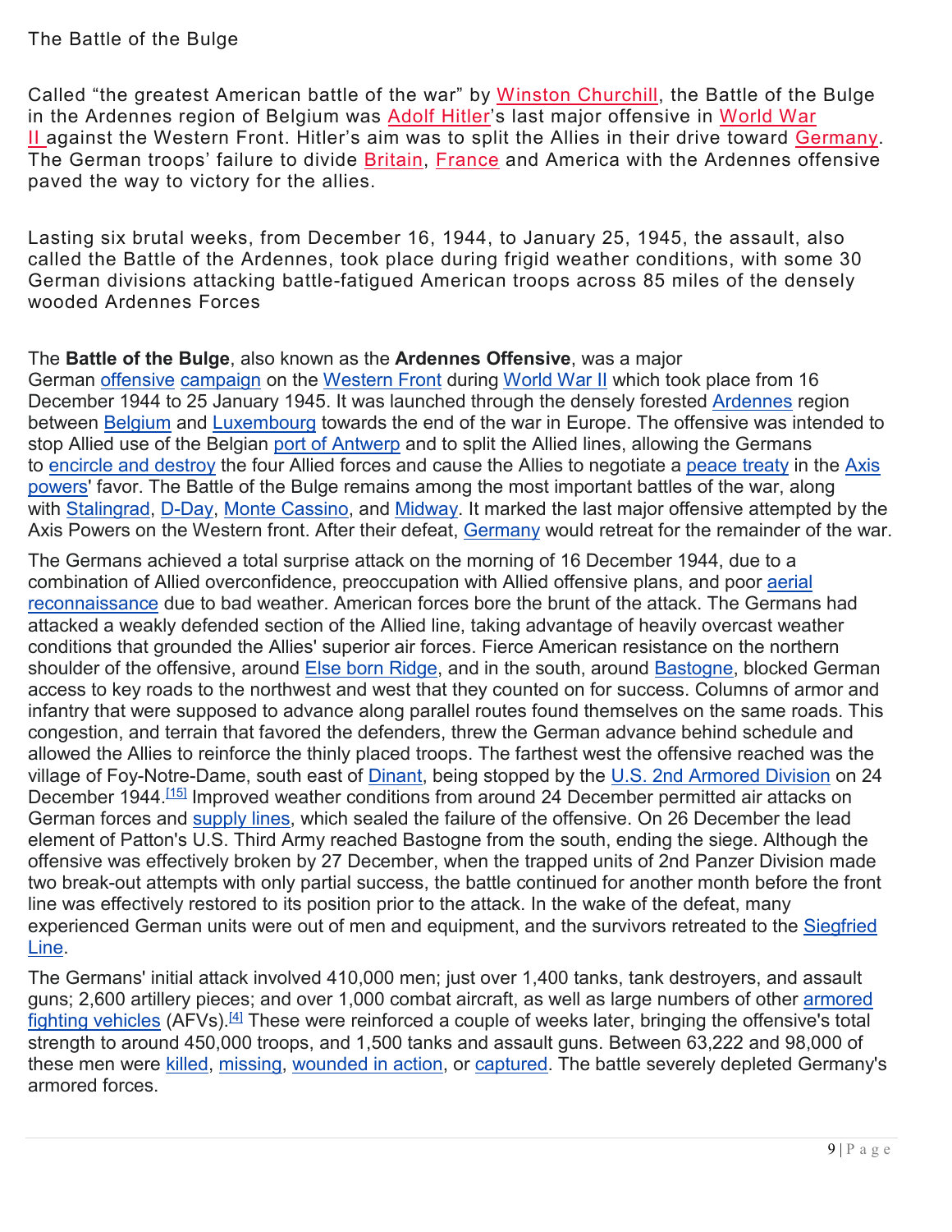The Battle of the Bulge

Called "the greatest American battle of the war" by Winston Churchill, the Battle of the Bulge in the Ardennes region of Belgium was Adolf Hitler's last major offensive in World War II against the Western Front. Hitler's aim was to split the Allies in their drive toward Germany. The German troops' failure to divide Britain, France and America with the Ardennes offensive paved the way to victory for the allies.

Lasting six brutal weeks, from December 16, 1944, to January 25, 1945, the assault, also called the Battle of the Ardennes, took place during frigid weather conditions, with some 30 German divisions attacking battle-fatigued American troops across 85 miles of the densely wooded Ardennes Forces

The **Battle of the Bulge**, also known as the **Ardennes Offensive**, was a major German offensive campaign on the Western Front during World War II which took place from 16 December 1944 to 25 January 1945. It was launched through the densely forested Ardennes region between Belgium and Luxembourg towards the end of the war in Europe. The offensive was intended to stop Allied use of the Belgian port of Antwerp and to split the Allied lines, allowing the Germans to encircle and destroy the four Allied forces and cause the Allies to negotiate a peace treaty in the Axis powers' favor. The Battle of the Bulge remains among the most important battles of the war, along with Stalingrad, D-Day, Monte Cassino, and Midway. It marked the last major offensive attempted by the Axis Powers on the Western front. After their defeat, Germany would retreat for the remainder of the war.

The Germans achieved a total surprise attack on the morning of 16 December 1944, due to a combination of Allied overconfidence, preoccupation with Allied offensive plans, and poor aerial reconnaissance due to bad weather. American forces bore the brunt of the attack. The Germans had attacked a weakly defended section of the Allied line, taking advantage of heavily overcast weather conditions that grounded the Allies' superior air forces. Fierce American resistance on the northern shoulder of the offensive, around Else born Ridge, and in the south, around Bastogne, blocked German access to key roads to the northwest and west that they counted on for success. Columns of armor and infantry that were supposed to advance along parallel routes found themselves on the same roads. This congestion, and terrain that favored the defenders, threw the German advance behind schedule and allowed the Allies to reinforce the thinly placed troops. The farthest west the offensive reached was the village of Foy-Notre-Dame, south east of Dinant, being stopped by the U.S. 2nd Armored Division on 24 December 1944.[15] Improved weather conditions from around 24 December permitted air attacks on German forces and supply lines, which sealed the failure of the offensive. On 26 December the lead element of Patton's U.S. Third Army reached Bastogne from the south, ending the siege. Although the offensive was effectively broken by 27 December, when the trapped units of 2nd Panzer Division made two break-out attempts with only partial success, the battle continued for another month before the front line was effectively restored to its position prior to the attack. In the wake of the defeat, many experienced German units were out of men and equipment, and the survivors retreated to the Siegfried Line.

The Germans' initial attack involved 410,000 men; just over 1,400 tanks, tank destroyers, and assault guns; 2,600 artillery pieces; and over 1,000 combat aircraft, as well as large numbers of other armored fighting vehicles (AFVs).[4] These were reinforced a couple of weeks later, bringing the offensive's total strength to around 450,000 troops, and 1,500 tanks and assault guns. Between 63,222 and 98,000 of these men were killed, missing, wounded in action, or captured. The battle severely depleted Germany's armored forces.